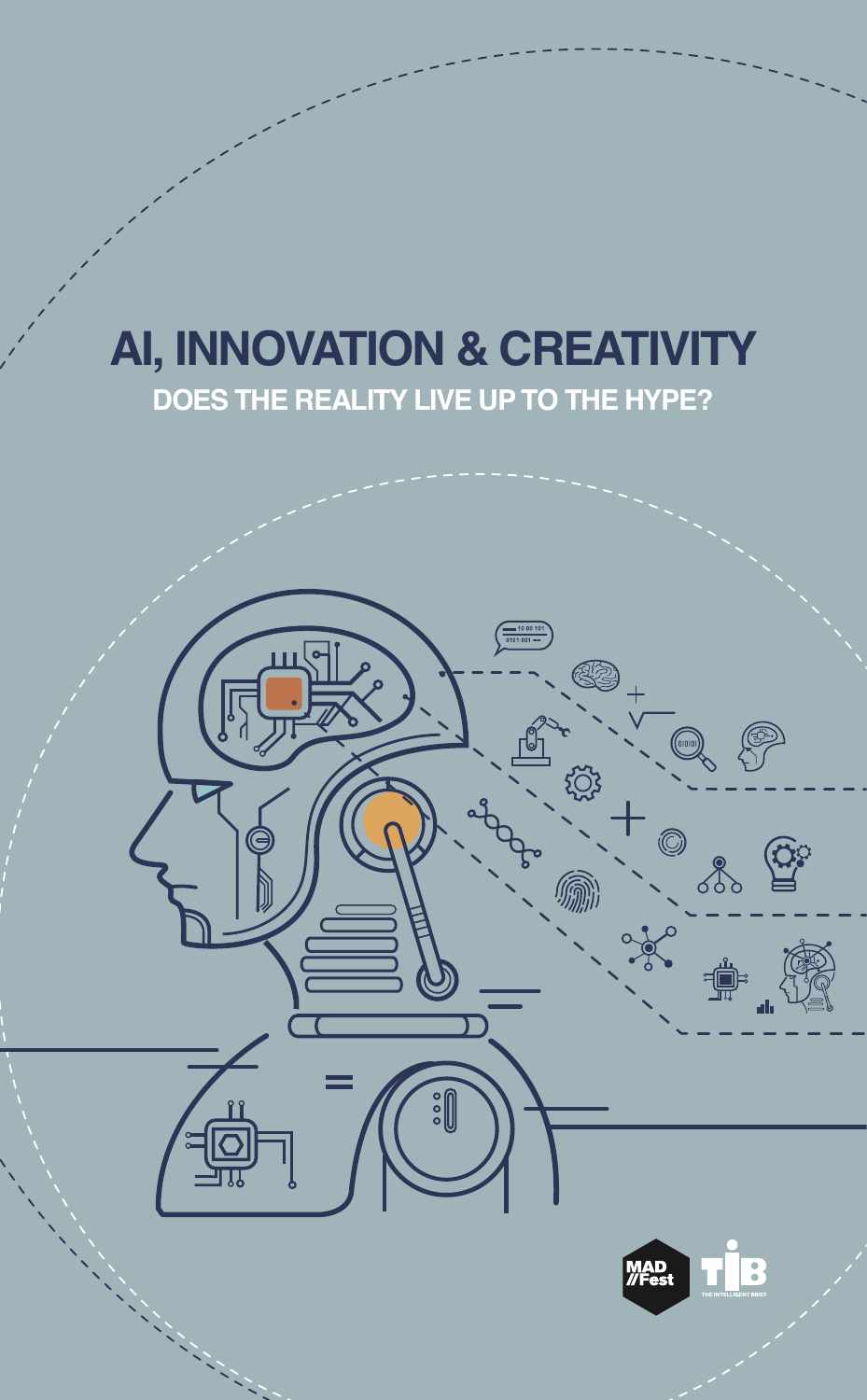# AI, INNOVATION & CREATIVITY

## DOES THE REALITY LIVE UP TO THE HYPE?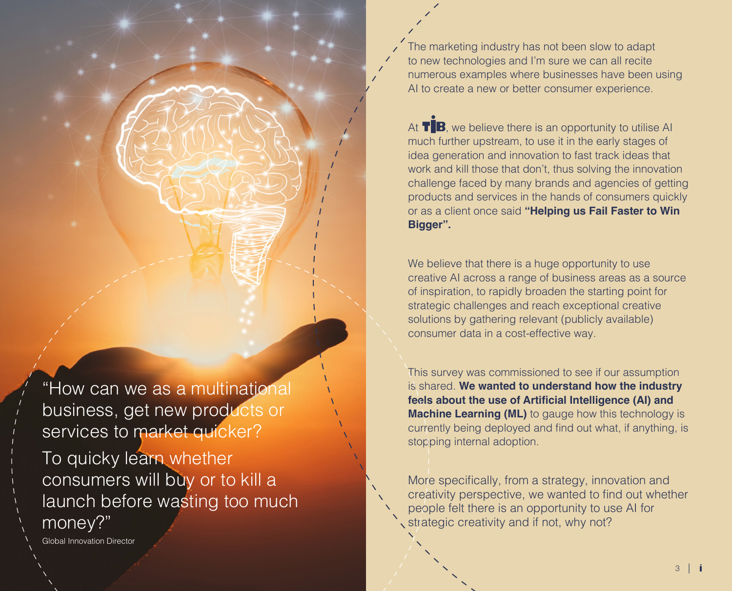> "How can we as a multinational business, get new products or services to market quicker?
> To quicky learn whether consumers will buy or to kill a launch before wasting too much money?"
>
> Global Innovation Director

The marketing industry has not been slow to adapt to new technologies and I'm sure we can all recite numerous examples where businesses have been using AI to create a new or better consumer experience.

At TIB, we believe there is an opportunity to utilise AI much further upstream, to use it in the early stages of idea generation and innovation to fast track ideas that work and kill those that don't, thus solving the innovation challenge faced by many brands and agencies of getting products and services in the hands of consumers quickly or as a client once said **"Helping us Fail Faster to Win Bigger".**

We believe that there is a huge opportunity to use creative AI across a range of business areas as a source of inspiration, to rapidly broaden the starting point for strategic challenges and reach exceptional creative solutions by gathering relevant (publicly available) consumer data in a cost-effective way.

This survey was commissioned to see if our assumption is shared. **We wanted to understand how the industry feels about the use of Artificial Intelligence (AI) and Machine Learning (ML)** to gauge how this technology is currently being deployed and find out what, if anything, is stopping internal adoption.

More specifically, from a strategy, innovation and creativity perspective, we wanted to find out whether people felt there is an opportunity to use AI for strategic creativity and if not, why not?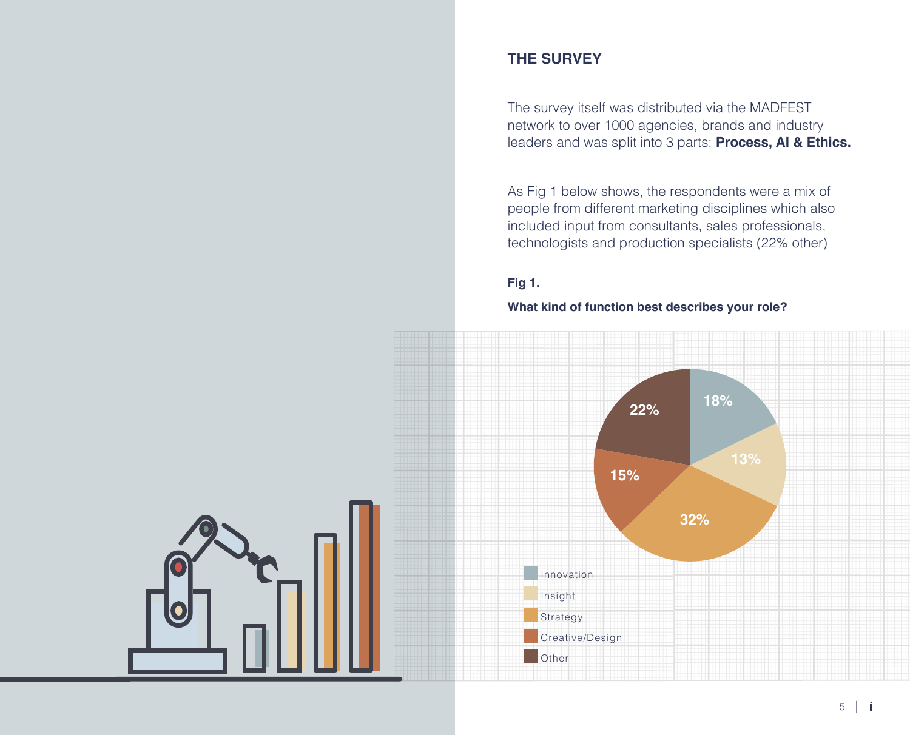## THE SURVEY

The survey itself was distributed via the MADFEST network to over 1000 agencies, brands and industry leaders and was split into 3 parts: **Process, AI & Ethics.**

As Fig 1 below shows, the respondents were a mix of people from different marketing disciplines which also included input from consultants, sales professionals, technologists and production specialists (22% other)

**Fig 1.**

**What kind of function best describes your role?**

| Function | Percentage |
|---|---|
| Innovation | 18% |
| Insight | 13% |
| Strategy | 32% |
| Creative/Design | 15% |
| Other | 22% |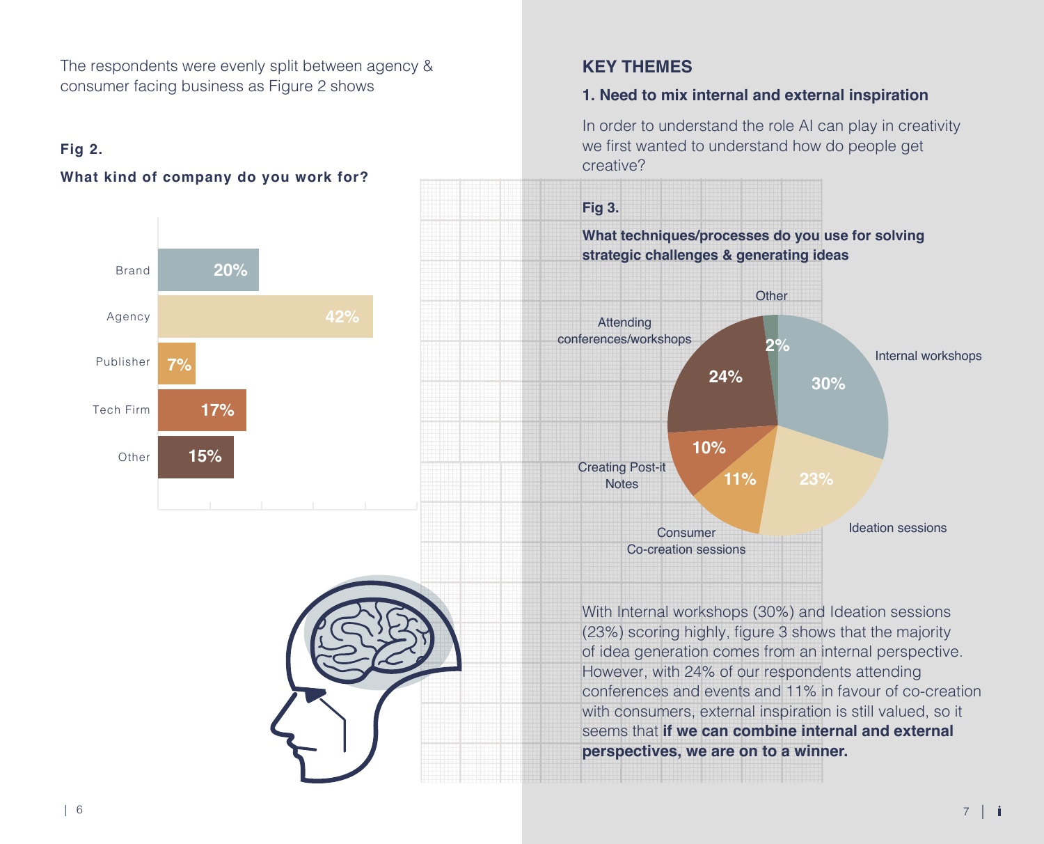The respondents were evenly split between agency & consumer facing business as Figure 2 shows

**Fig 2.**

**What kind of company do you work for?**

| Company type | % |
|---|---|
| Brand | 20% |
| Agency | 42% |
| Publisher | 7% |
| Tech Firm | 17% |
| Other | 15% |

## KEY THEMES

### 1. Need to mix internal and external inspiration

In order to understand the role AI can play in creativity we first wanted to understand how do people get creative?

**Fig 3.**

**What techniques/processes do you use for solving strategic challenges & generating ideas**

| Technique/process | % |
|---|---|
| Internal workshops | 30% |
| Ideation sessions | 23% |
| Consumer Co-creation sessions | 11% |
| Creating Post-it Notes | 10% |
| Attending conferences/workshops | 24% |
| Other | 2% |

With Internal workshops (30%) and Ideation sessions (23%) scoring highly, figure 3 shows that the majority of idea generation comes from an internal perspective. However, with 24% of our respondents attending conferences and events and 11% in favour of co-creation with consumers, external inspiration is still valued, so it seems that **if we can combine internal and external perspectives, we are on to a winner.**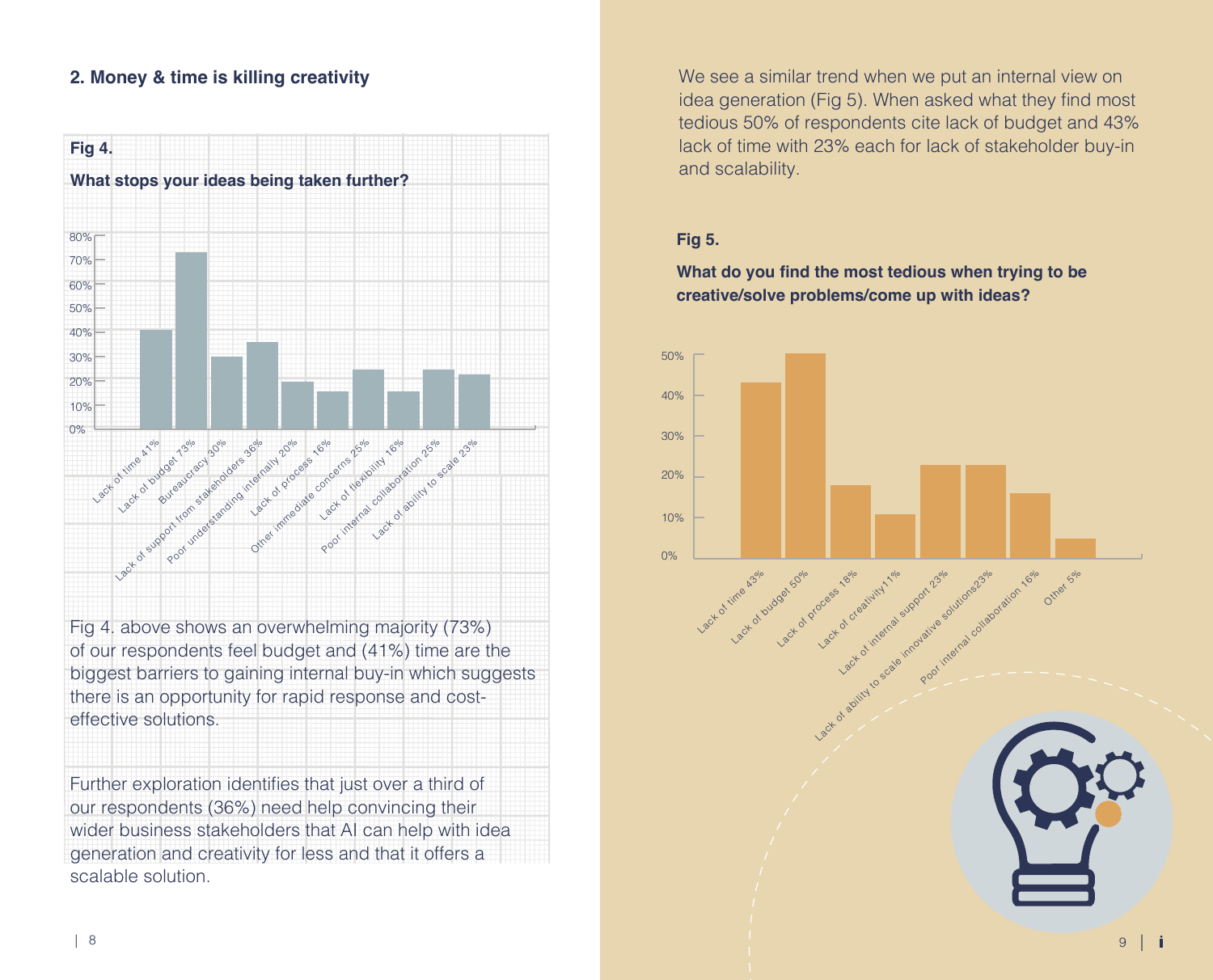## 2. Money & time is killing creativity

**Fig 4.**

**What stops your ideas being taken further?**

| Barrier | % |
|---|---|
| Lack of time | 41% |
| Lack of budget | 73% |
| Bureaucracy | 30% |
| Lack of support from stakeholders | 36% |
| Poor understanding internally | 20% |
| Lack of process | 16% |
| Other immediate concerns | 25% |
| Lack of flexibility | 16% |
| Poor internal collaboration | 25% |
| Lack of ability to scale | 23% |

Fig 4. above shows an overwhelming majority (73%) of our respondents feel budget and (41%) time are the biggest barriers to gaining internal buy-in which suggests there is an opportunity for rapid response and cost-effective solutions.

Further exploration identifies that just over a third of our respondents (36%) need help convincing their wider business stakeholders that AI can help with idea generation and creativity for less and that it offers a scalable solution.

We see a similar trend when we put an internal view on idea generation (Fig 5). When asked what they find most tedious 50% of respondents cite lack of budget and 43% lack of time with 23% each for lack of stakeholder buy-in and scalability.

**Fig 5.**

**What do you find the most tedious when trying to be creative/solve problems/come up with ideas?**

| Response | % |
|---|---|
| Lack of time | 43% |
| Lack of budget | 50% |
| Lack of process | 18% |
| Lack of creativity | 11% |
| Lack of internal support | 23% |
| Lack of ability to scale innovative solutions | 23% |
| Poor internal collaboration | 16% |
| Other | 5% |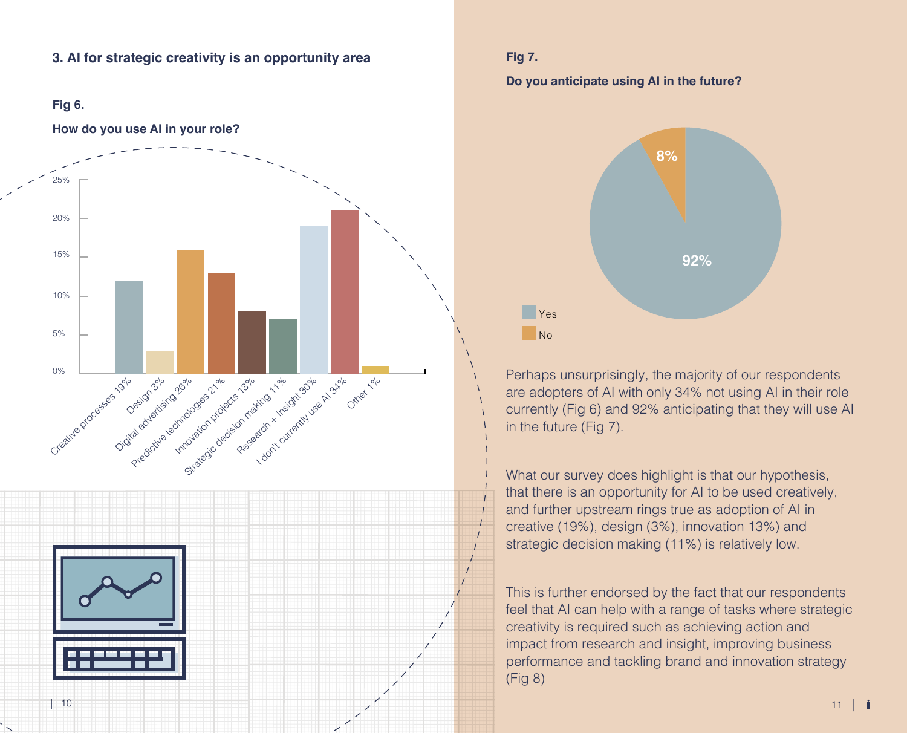### 3. AI for strategic creativity is an opportunity area

**Fig 6.**

**How do you use AI in your role?**

| Category | Response |
|---|---|
| Creative processes | 19% |
| Design | 3% |
| Digital advertising | 26% |
| Predictive technologies | 21% |
| Innovation projects | 13% |
| Strategic decision making | 11% |
| Research + Insight | 30% |
| I don't currently use AI | 34% |
| Other | 1% |

**Fig 7.**

**Do you anticipate using AI in the future?**

| Response | Percentage |
|---|---|
| Yes | 92% |
| No | 8% |

Perhaps unsurprisingly, the majority of our respondents are adopters of AI with only 34% not using AI in their role currently (Fig 6) and 92% anticipating that they will use AI in the future (Fig 7).

What our survey does highlight is that our hypothesis, that there is an opportunity for AI to be used creatively, and further upstream rings true as adoption of AI in creative (19%), design (3%), innovation 13%) and strategic decision making (11%) is relatively low.

This is further endorsed by the fact that our respondents feel that AI can help with a range of tasks where strategic creativity is required such as achieving action and impact from research and insight, improving business performance and tackling brand and innovation strategy (Fig 8)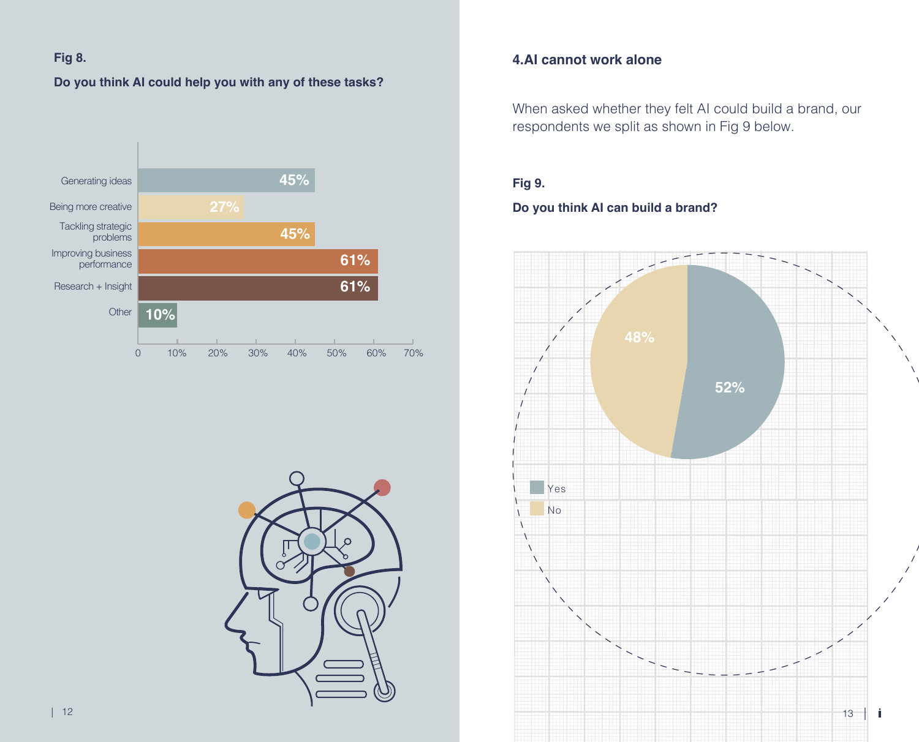**Fig 8.**

**Do you think AI could help you with any of these tasks?**

| Task | % |
| --- | --- |
| Generating ideas | 45% |
| Being more creative | 27% |
| Tackling strategic problems | 45% |
| Improving business performance | 61% |
| Research + Insight | 61% |
| Other | 10% |

## 4.AI cannot work alone

When asked whether they felt AI could build a brand, our respondents we split as shown in Fig 9 below.

**Fig 9.**

**Do you think AI can build a brand?**

| Response | % |
| --- | --- |
| Yes | 52% |
| No | 48% |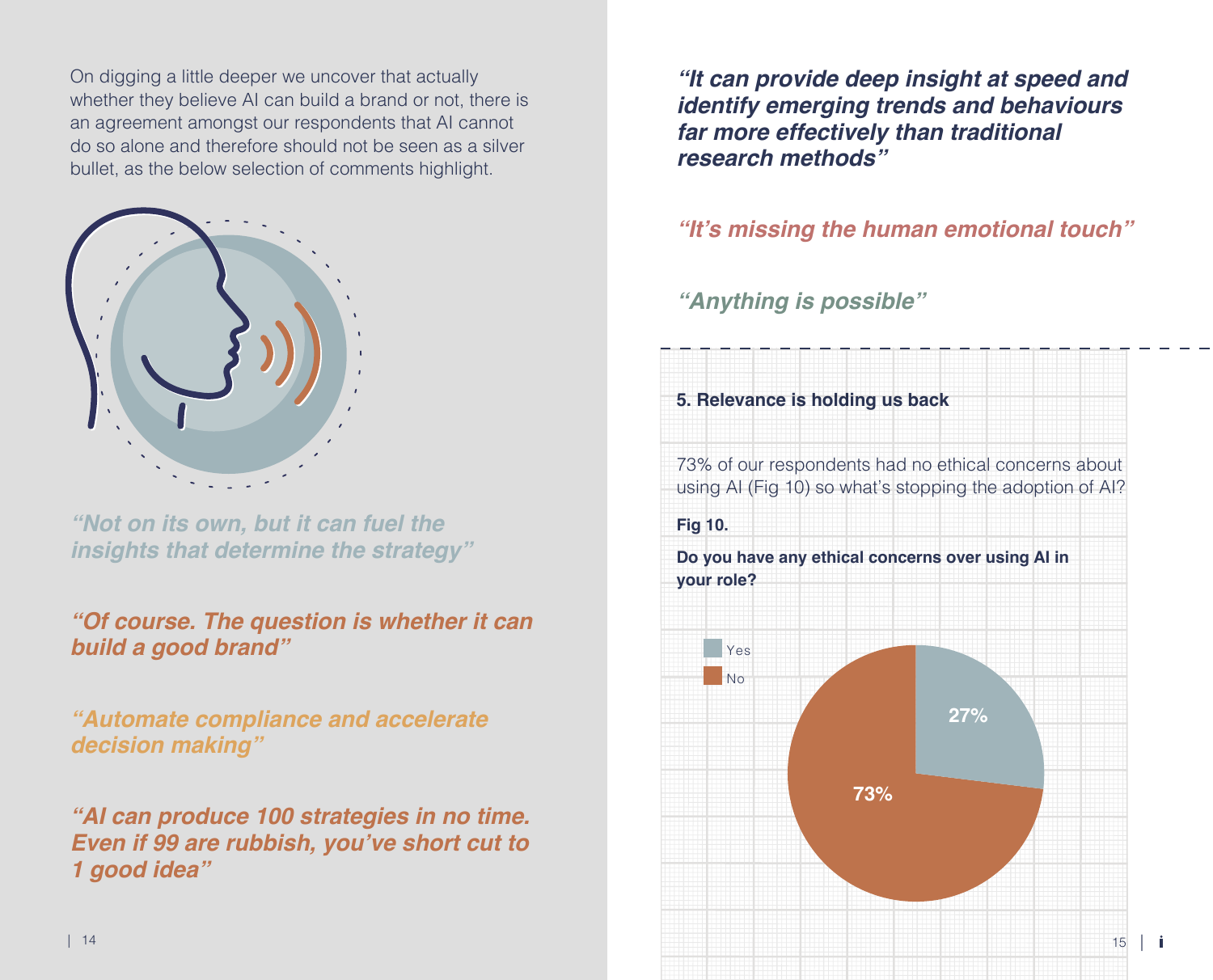On digging a little deeper we uncover that actually whether they believe AI can build a brand or not, there is an agreement amongst our respondents that AI cannot do so alone and therefore should not be seen as a silver bullet, as the below selection of comments highlight.

***"Not on its own, but it can fuel the insights that determine the strategy"***

***"Of course. The question is whether it can build a good brand"***

***"Automate compliance and accelerate decision making"***

***"AI can produce 100 strategies in no time. Even if 99 are rubbish, you've short cut to 1 good idea"***

***"It can provide deep insight at speed and identify emerging trends and behaviours far more effectively than traditional research methods"***

***"It's missing the human emotional touch"***

***"Anything is possible"***

**5. Relevance is holding us back**

73% of our respondents had no ethical concerns about using AI (Fig 10) so what's stopping the adoption of AI?

**Fig 10.**

**Do you have any ethical concerns over using AI in your role?**

| Response | Percentage |
|---|---|
| Yes | 27% |
| No | 73% |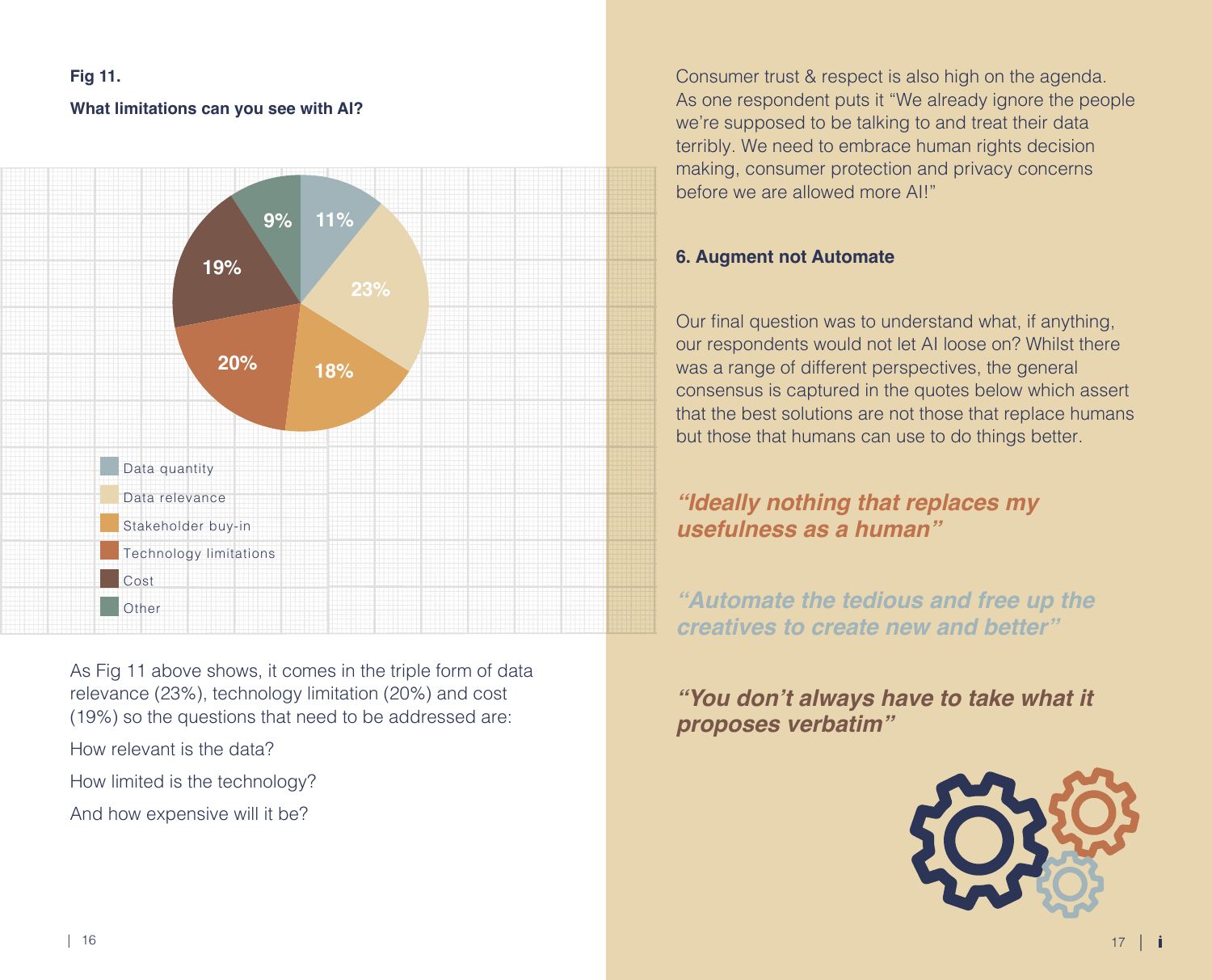**Fig 11.**

**What limitations can you see with AI?**

| Limitation | Percentage |
|---|---|
| Data quantity | 11% |
| Data relevance | 23% |
| Stakeholder buy-in | 18% |
| Technology limitations | 20% |
| Cost | 19% |
| Other | 9% |

As Fig 11 above shows, it comes in the triple form of data relevance (23%), technology limitation (20%) and cost (19%) so the questions that need to be addressed are:

How relevant is the data?

How limited is the technology?

And how expensive will it be?

Consumer trust & respect is also high on the agenda. As one respondent puts it "We already ignore the people we're supposed to be talking to and treat their data terribly. We need to embrace human rights decision making, consumer protection and privacy concerns before we are allowed more AI!"

### 6. Augment not Automate

Our final question was to understand what, if anything, our respondents would not let AI loose on? Whilst there was a range of different perspectives, the general consensus is captured in the quotes below which assert that the best solutions are not those that replace humans but those that humans can use to do things better.

***"Ideally nothing that replaces my usefulness as a human"***

***"Automate the tedious and free up the creatives to create new and better"***

***"You don't always have to take what it proposes verbatim"***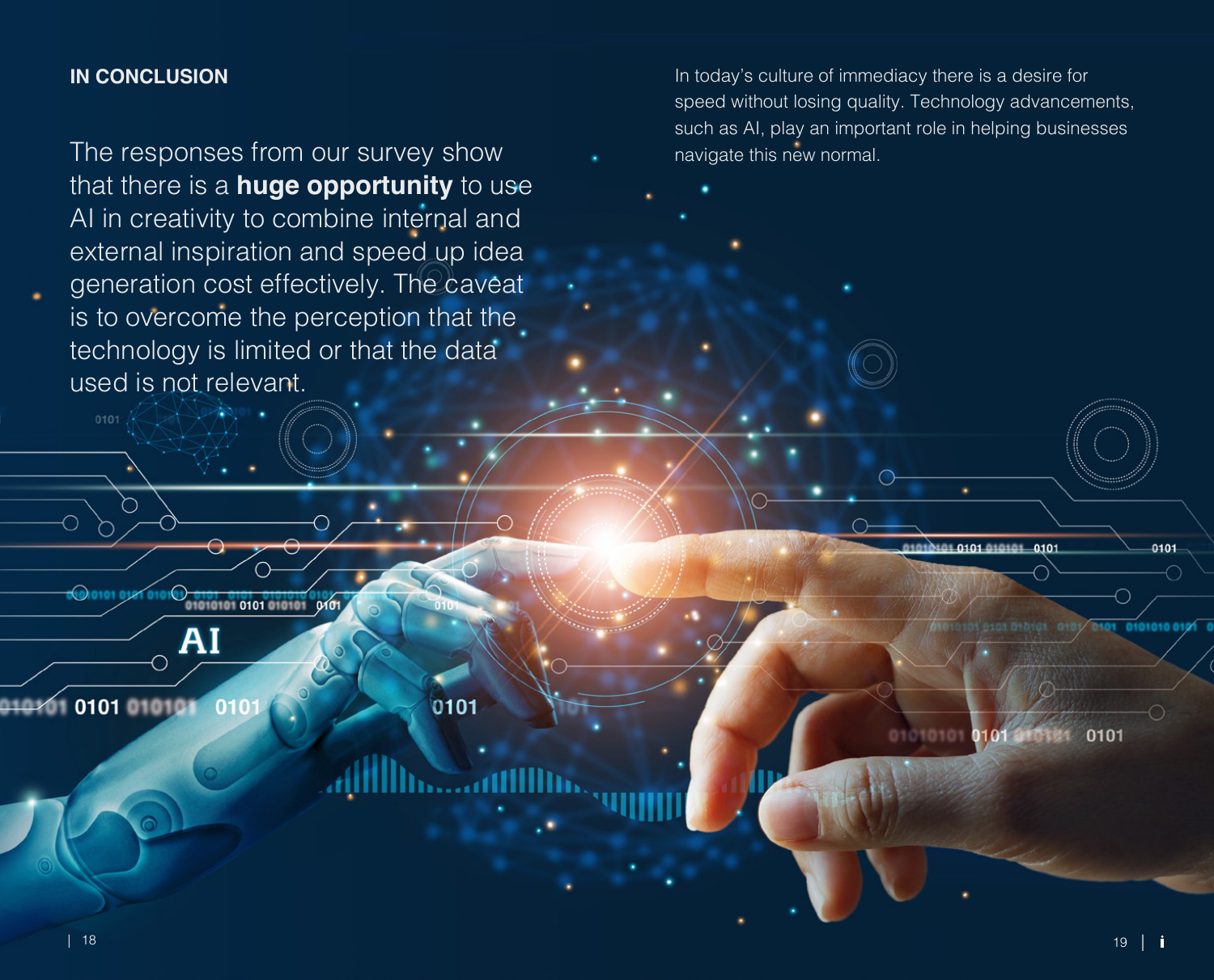## IN CONCLUSION

The responses from our survey show that there is a **huge opportunity** to use AI in creativity to combine internal and external inspiration and speed up idea generation cost effectively. The caveat is to overcome the perception that the technology is limited or that the data used is not relevant.

In today's culture of immediacy there is a desire for speed without losing quality. Technology advancements, such as AI, play an important role in helping businesses navigate this new normal.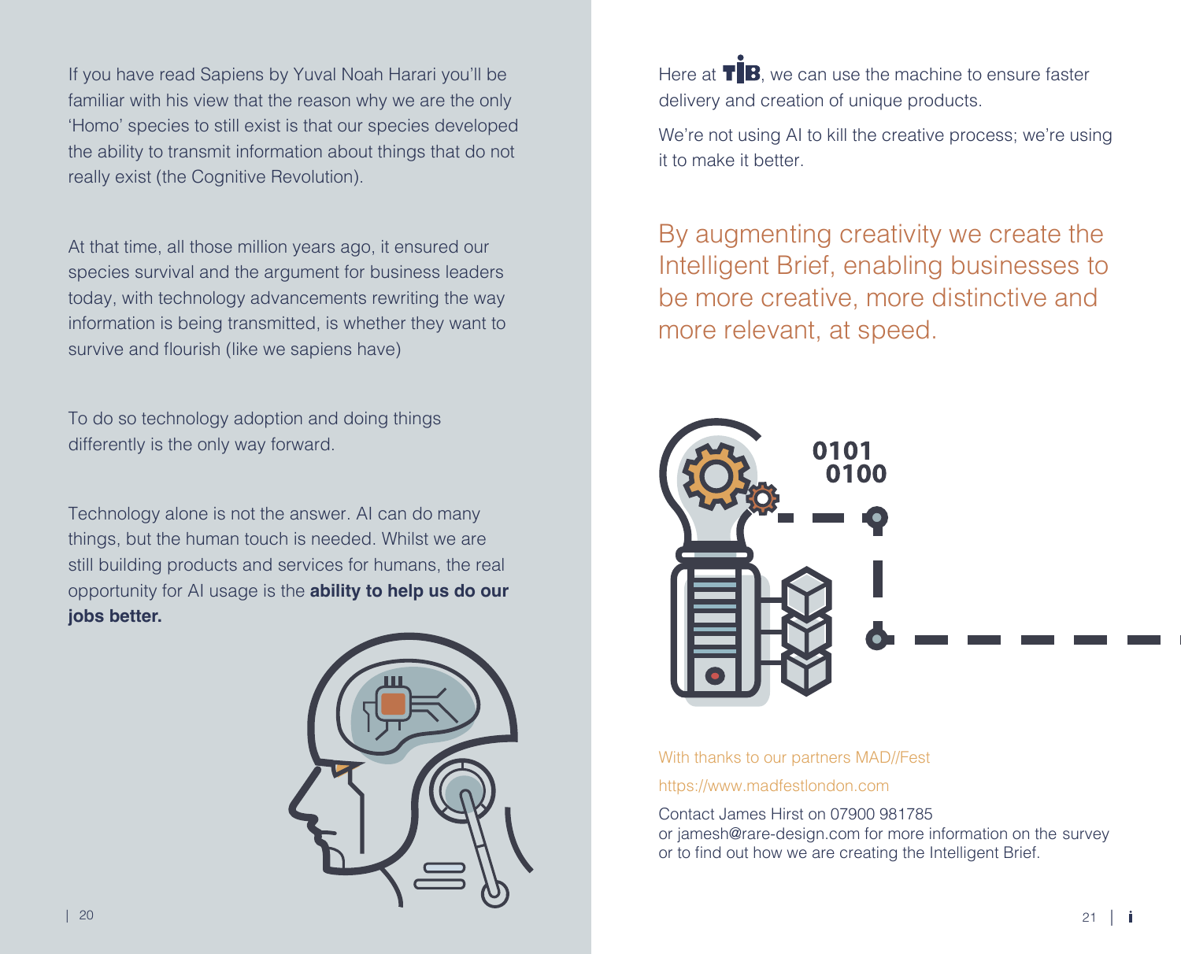If you have read Sapiens by Yuval Noah Harari you'll be familiar with his view that the reason why we are the only 'Homo' species to still exist is that our species developed the ability to transmit information about things that do not really exist (the Cognitive Revolution).

At that time, all those million years ago, it ensured our species survival and the argument for business leaders today, with technology advancements rewriting the way information is being transmitted, is whether they want to survive and flourish (like we sapiens have)

To do so technology adoption and doing things differently is the only way forward.

Technology alone is not the answer. AI can do many things, but the human touch is needed. Whilst we are still building products and services for humans, the real opportunity for AI usage is the **ability to help us do our jobs better.**

Here at TIB, we can use the machine to ensure faster delivery and creation of unique products.

We're not using AI to kill the creative process; we're using it to make it better.

By augmenting creativity we create the Intelligent Brief, enabling businesses to be more creative, more distinctive and more relevant, at speed.

With thanks to our partners MAD//Fest

https://www.madfestlondon.com

Contact James Hirst on 07900 981785
or jamesh@rare-design.com for more information on the survey
or to find out how we are creating the Intelligent Brief.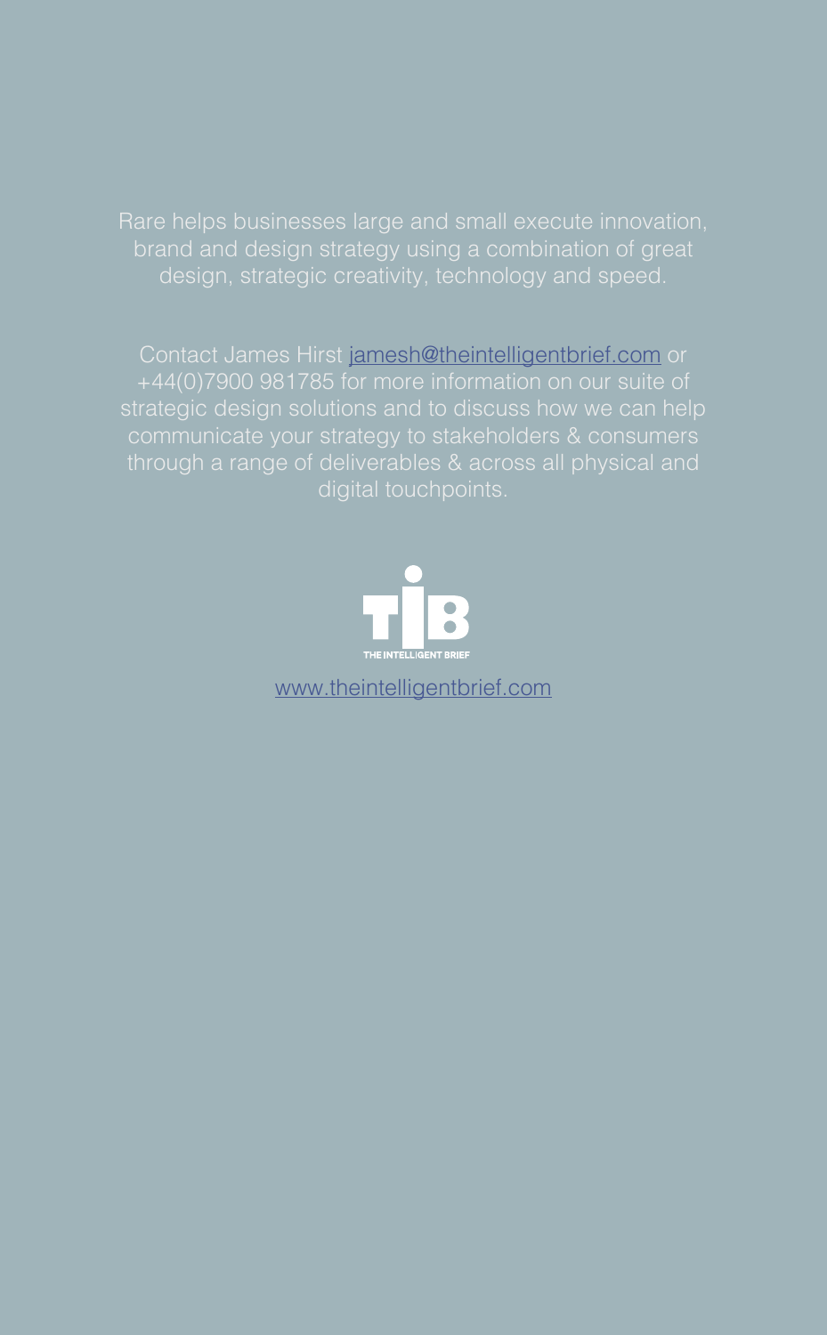Rare helps businesses large and small execute innovation, brand and design strategy using a combination of great design, strategic creativity, technology and speed.

Contact James Hirst jamesh@theintelligentbrief.com or +44(0)7900 981785 for more information on our suite of strategic design solutions and to discuss how we can help communicate your strategy to stakeholders & consumers through a range of deliverables & across all physical and digital touchpoints.

TIB

THE INTELLIGENT BRIEF

www.theintelligentbrief.com